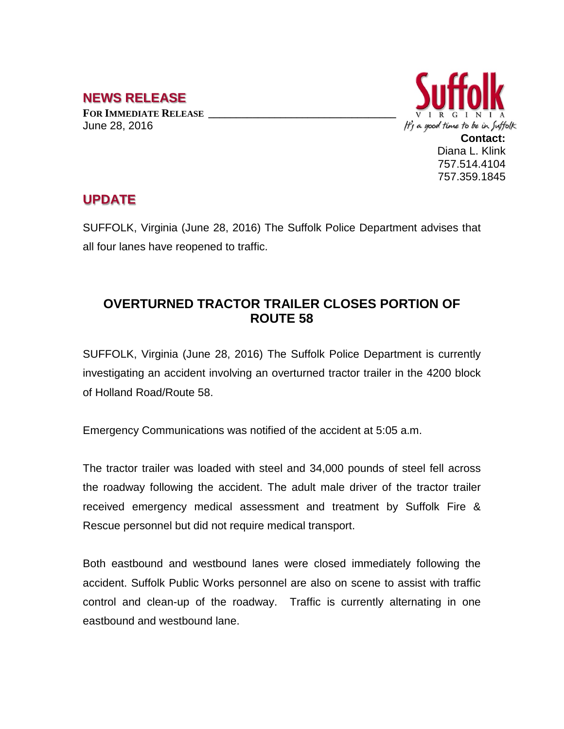## NEWS RELEASE

**FOR IMMEDIATE RELEASE**
June 28, 2016

Suffolk
VIRGINIA
It's a good time to be in Suffolk

**Contact:**
Diana L. Klink
757.514.4104
757.359.1845

## UPDATE

SUFFOLK, Virginia (June 28, 2016) The Suffolk Police Department advises that all four lanes have reopened to traffic.

### OVERTURNED TRACTOR TRAILER CLOSES PORTION OF ROUTE 58

SUFFOLK, Virginia (June 28, 2016) The Suffolk Police Department is currently investigating an accident involving an overturned tractor trailer in the 4200 block of Holland Road/Route 58.

Emergency Communications was notified of the accident at 5:05 a.m.

The tractor trailer was loaded with steel and 34,000 pounds of steel fell across the roadway following the accident. The adult male driver of the tractor trailer received emergency medical assessment and treatment by Suffolk Fire & Rescue personnel but did not require medical transport.

Both eastbound and westbound lanes were closed immediately following the accident. Suffolk Public Works personnel are also on scene to assist with traffic control and clean-up of the roadway. Traffic is currently alternating in one eastbound and westbound lane.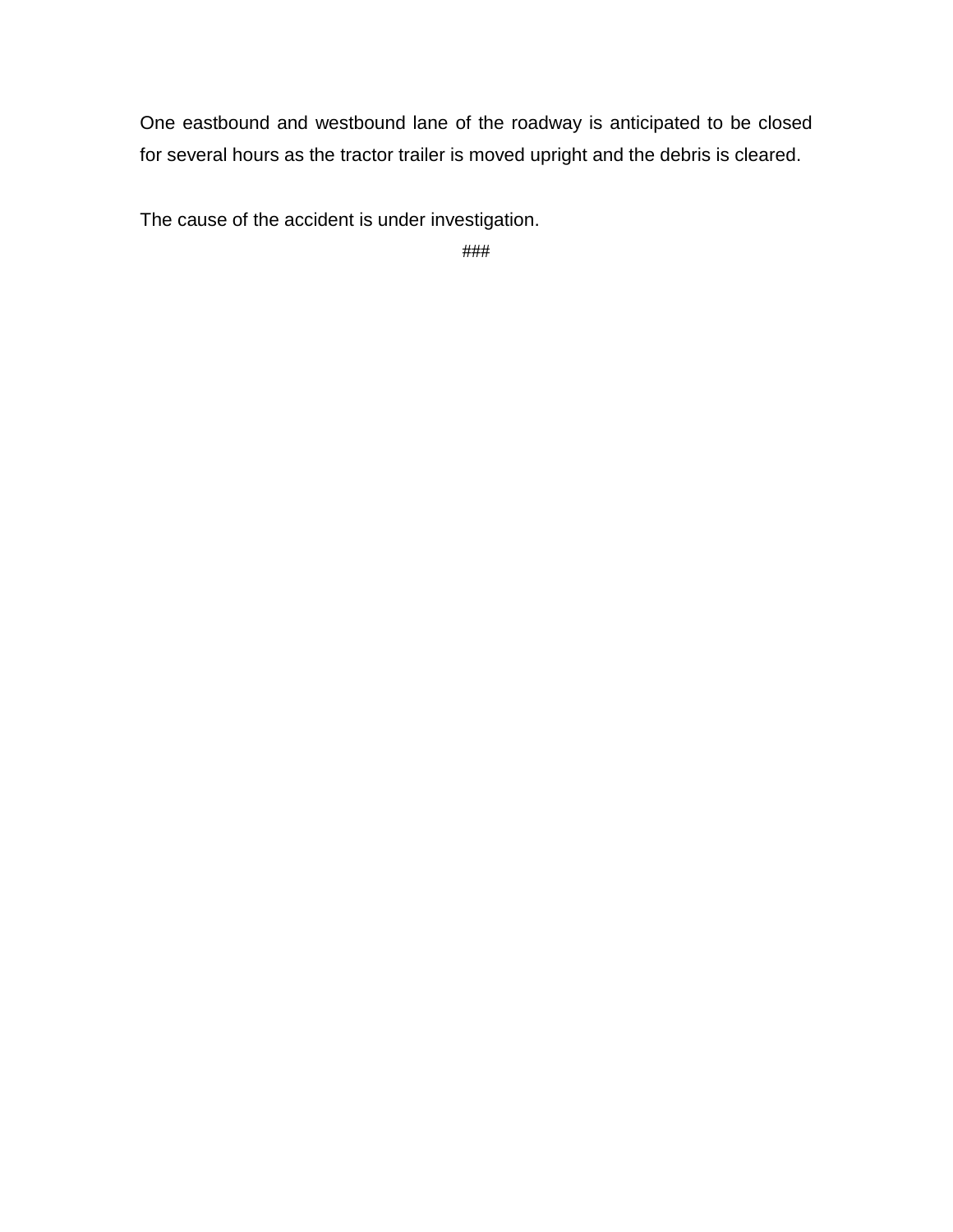One eastbound and westbound lane of the roadway is anticipated to be closed for several hours as the tractor trailer is moved upright and the debris is cleared.

The cause of the accident is under investigation.

###